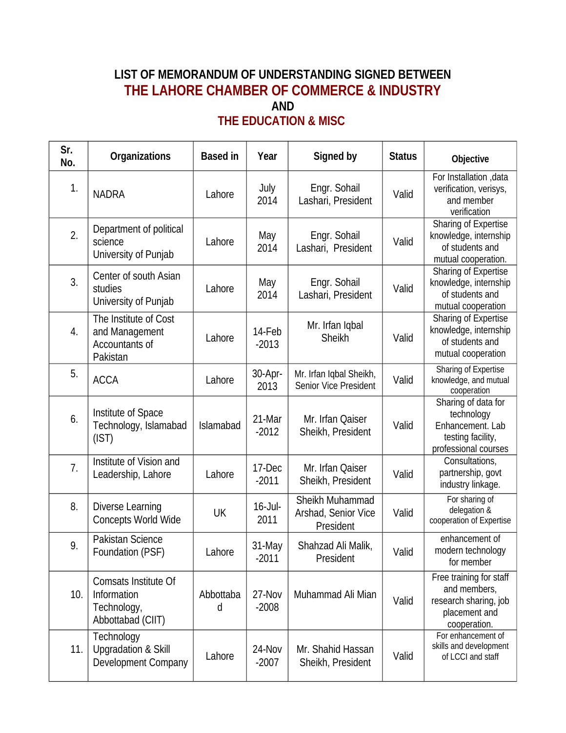# LIST OF MEMORANDUM OF UNDERSTANDING SIGNED BETWEEN
# THE LAHORE CHAMBER OF COMMERCE & INDUSTRY
# AND
# THE EDUCATION & MISC

| Sr. No. | Organizations | Based in | Year | Signed by | Status | Objective |
|---|---|---|---|---|---|---|
| 1. | NADRA | Lahore | July 2014 | Engr. Sohail Lashari, President | Valid | For Installation ,data verification, verisys, and member verification |
| 2. | Department of political science University of Punjab | Lahore | May 2014 | Engr. Sohail Lashari, President | Valid | Sharing of Expertise knowledge, internship of students and mutual cooperation. |
| 3. | Center of south Asian studies University of Punjab | Lahore | May 2014 | Engr. Sohail Lashari, President | Valid | Sharing of Expertise knowledge, internship of students and mutual cooperation |
| 4. | The Institute of Cost and Management Accountants of Pakistan | Lahore | 14-Feb -2013 | Mr. Irfan Iqbal Sheikh | Valid | Sharing of Expertise knowledge, internship of students and mutual cooperation |
| 5. | ACCA | Lahore | 30-Apr-2013 | Mr. Irfan Iqbal Sheikh, Senior Vice President | Valid | Sharing of Expertise knowledge, and mutual cooperation |
| 6. | Institute of Space Technology, Islamabad (IST) | Islamabad | 21-Mar -2012 | Mr. Irfan Qaiser Sheikh, President | Valid | Sharing of data for technology Enhancement. Lab testing facility, professional courses |
| 7. | Institute of Vision and Leadership, Lahore | Lahore | 17-Dec -2011 | Mr. Irfan Qaiser Sheikh, President | Valid | Consultations, partnership, govt industry linkage. |
| 8. | Diverse Learning Concepts World Wide | UK | 16-Jul-2011 | Sheikh Muhammad Arshad, Senior Vice President | Valid | For sharing of delegation & cooperation of Expertise |
| 9. | Pakistan Science Foundation (PSF) | Lahore | 31-May -2011 | Shahzad Ali Malik, President | Valid | enhancement of modern technology for member |
| 10. | Comsats Institute Of Information Technology, Abbottabad (CIIT) | Abbottabad | 27-Nov -2008 | Muhammad Ali Mian | Valid | Free training for staff and members, research sharing, job placement and cooperation. |
| 11. | Technology Upgradation & Skill Development Company | Lahore | 24-Nov -2007 | Mr. Shahid Hassan Sheikh, President | Valid | For enhancement of skills and development of LCCI and staff |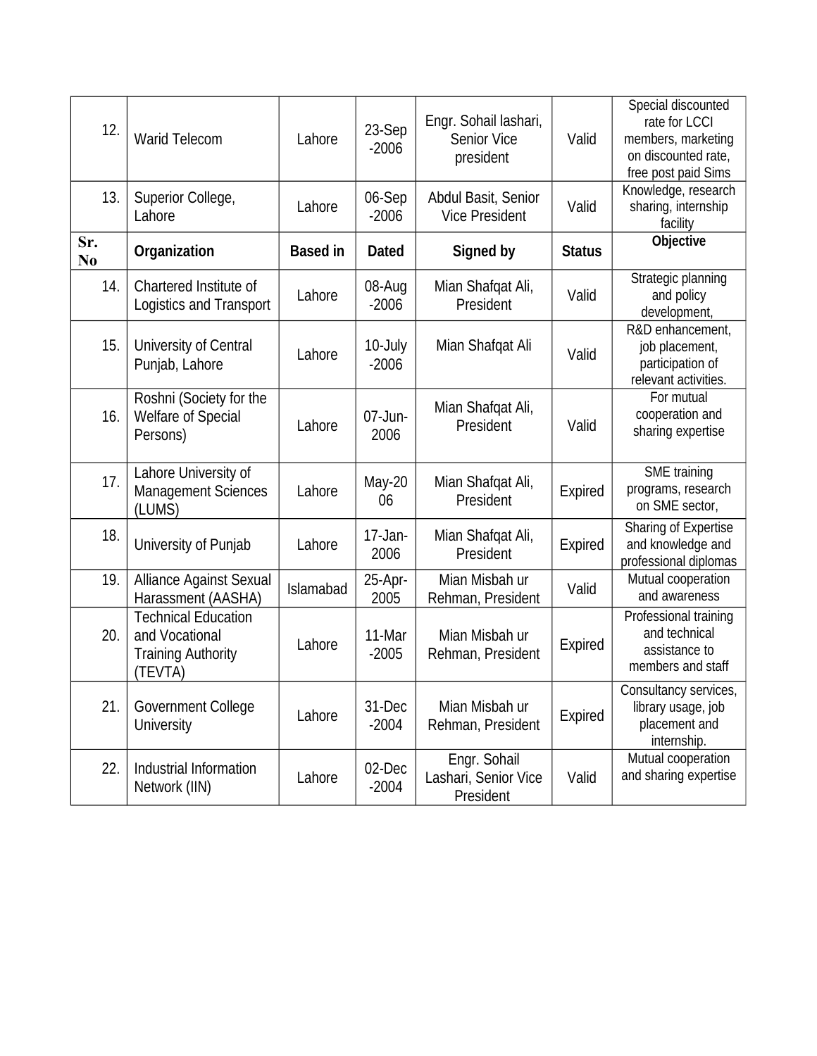| | | | | | | |
|---|---|---|---|---|---|---|
| 12. | Warid Telecom | Lahore | 23-Sep -2006 | Engr. Sohail lashari, Senior Vice president | Valid | Special discounted rate for LCCI members, marketing on discounted rate, free post paid Sims |
| 13. | Superior College, Lahore | Lahore | 06-Sep -2006 | Abdul Basit, Senior Vice President | Valid | Knowledge, research sharing, internship facility |
| **Sr. No** | **Organization** | **Based in** | **Dated** | **Signed by** | **Status** | **Objective** |
| 14. | Chartered Institute of Logistics and Transport | Lahore | 08-Aug -2006 | Mian Shafqat Ali, President | Valid | Strategic planning and policy development, |
| 15. | University of Central Punjab, Lahore | Lahore | 10-July -2006 | Mian Shafqat Ali | Valid | R&D enhancement, job placement, participation of relevant activities. |
| 16. | Roshni (Society for the Welfare of Special Persons) | Lahore | 07-Jun-2006 | Mian Shafqat Ali, President | Valid | For mutual cooperation and sharing expertise |
| 17. | Lahore University of Management Sciences (LUMS) | Lahore | May-2006 | Mian Shafqat Ali, President | Expired | SME training programs, research on SME sector, |
| 18. | University of Punjab | Lahore | 17-Jan-2006 | Mian Shafqat Ali, President | Expired | Sharing of Expertise and knowledge and professional diplomas |
| 19. | Alliance Against Sexual Harassment (AASHA) | Islamabad | 25-Apr-2005 | Mian Misbah ur Rehman, President | Valid | Mutual cooperation and awareness |
| 20. | Technical Education and Vocational Training Authority (TEVTA) | Lahore | 11-Mar -2005 | Mian Misbah ur Rehman, President | Expired | Professional training and technical assistance to members and staff |
| 21. | Government College University | Lahore | 31-Dec -2004 | Mian Misbah ur Rehman, President | Expired | Consultancy services, library usage, job placement and internship. |
| 22. | Industrial Information Network (IIN) | Lahore | 02-Dec -2004 | Engr. Sohail Lashari, Senior Vice President | Valid | Mutual cooperation and sharing expertise |